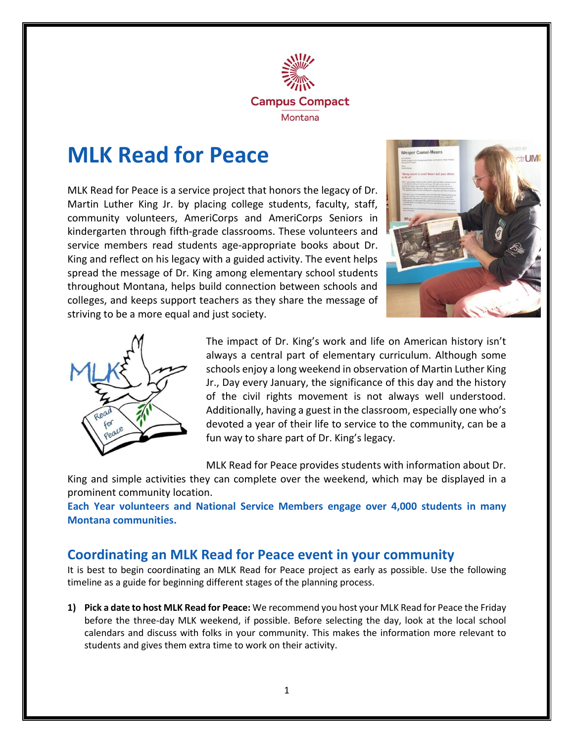Campus Compact
Montana

# MLK Read for Peace

MLK Read for Peace is a service project that honors the legacy of Dr. Martin Luther King Jr. by placing college students, faculty, staff, community volunteers, AmeriCorps and AmeriCorps Seniors in kindergarten through fifth-grade classrooms. These volunteers and service members read students age-appropriate books about Dr. King and reflect on his legacy with a guided activity. The event helps spread the message of Dr. King among elementary school students throughout Montana, helps build connection between schools and colleges, and keeps support teachers as they share the message of striving to be a more equal and just society.

The impact of Dr. King's work and life on American history isn't always a central part of elementary curriculum. Although some schools enjoy a long weekend in observation of Martin Luther King Jr., Day every January, the significance of this day and the history of the civil rights movement is not always well understood. Additionally, having a guest in the classroom, especially one who's devoted a year of their life to service to the community, can be a fun way to share part of Dr. King's legacy.

MLK Read for Peace provides students with information about Dr. King and simple activities they can complete over the weekend, which may be displayed in a prominent community location.

**Each Year volunteers and National Service Members engage over 4,000 students in many Montana communities.**

## Coordinating an MLK Read for Peace event in your community

It is best to begin coordinating an MLK Read for Peace project as early as possible. Use the following timeline as a guide for beginning different stages of the planning process.

1) **Pick a date to host MLK Read for Peace:** We recommend you host your MLK Read for Peace the Friday before the three-day MLK weekend, if possible. Before selecting the day, look at the local school calendars and discuss with folks in your community. This makes the information more relevant to students and gives them extra time to work on their activity.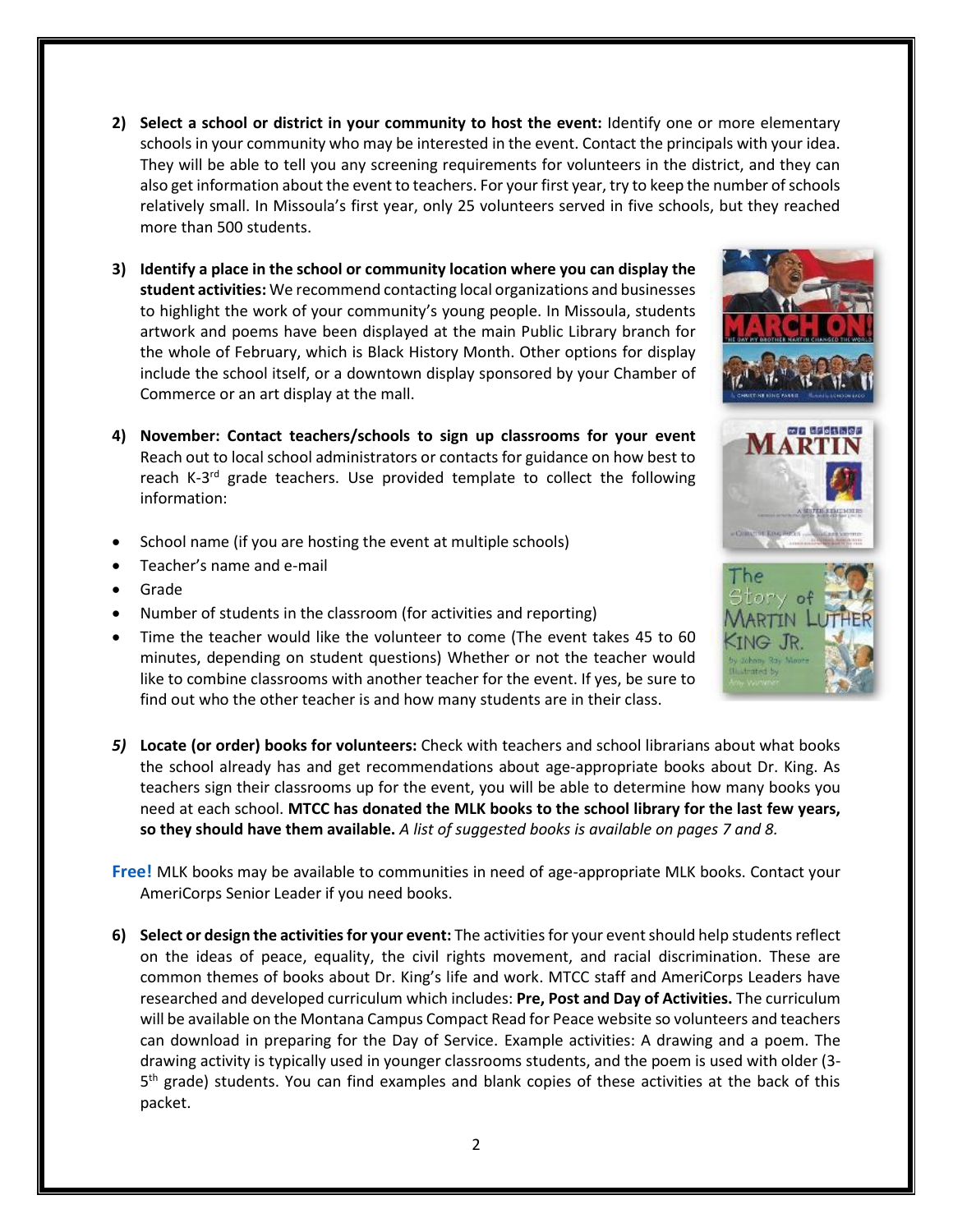2) **Select a school or district in your community to host the event:** Identify one or more elementary schools in your community who may be interested in the event. Contact the principals with your idea. They will be able to tell you any screening requirements for volunteers in the district, and they can also get information about the event to teachers. For your first year, try to keep the number of schools relatively small. In Missoula's first year, only 25 volunteers served in five schools, but they reached more than 500 students.

3) **Identify a place in the school or community location where you can display the student activities:** We recommend contacting local organizations and businesses to highlight the work of your community's young people. In Missoula, students artwork and poems have been displayed at the main Public Library branch for the whole of February, which is Black History Month. Other options for display include the school itself, or a downtown display sponsored by your Chamber of Commerce or an art display at the mall.

4) **November: Contact teachers/schools to sign up classrooms for your event** Reach out to local school administrators or contacts for guidance on how best to reach K-3rd grade teachers. Use provided template to collect the following information:

- School name (if you are hosting the event at multiple schools)
- Teacher's name and e-mail
- Grade
- Number of students in the classroom (for activities and reporting)
- Time the teacher would like the volunteer to come (The event takes 45 to 60 minutes, depending on student questions) Whether or not the teacher would like to combine classrooms with another teacher for the event. If yes, be sure to find out who the other teacher is and how many students are in their class.

*5)* **Locate (or order) books for volunteers:** Check with teachers and school librarians about what books the school already has and get recommendations about age-appropriate books about Dr. King. As teachers sign their classrooms up for the event, you will be able to determine how many books you need at each school. **MTCC has donated the MLK books to the school library for the last few years, so they should have them available.** *A list of suggested books is available on pages 7 and 8.*

**Free!** MLK books may be available to communities in need of age-appropriate MLK books. Contact your AmeriCorps Senior Leader if you need books.

6) **Select or design the activities for your event:** The activities for your event should help students reflect on the ideas of peace, equality, the civil rights movement, and racial discrimination. These are common themes of books about Dr. King's life and work. MTCC staff and AmeriCorps Leaders have researched and developed curriculum which includes: **Pre, Post and Day of Activities.** The curriculum will be available on the Montana Campus Compact Read for Peace website so volunteers and teachers can download in preparing for the Day of Service. Example activities: A drawing and a poem. The drawing activity is typically used in younger classrooms students, and the poem is used with older (3-5th grade) students. You can find examples and blank copies of these activities at the back of this packet.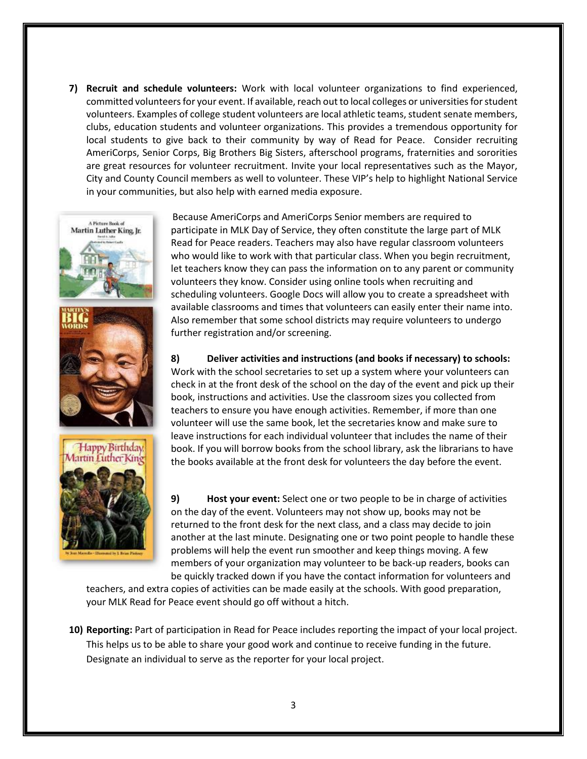**7) Recruit and schedule volunteers:** Work with local volunteer organizations to find experienced, committed volunteers for your event. If available, reach out to local colleges or universities for student volunteers. Examples of college student volunteers are local athletic teams, student senate members, clubs, education students and volunteer organizations. This provides a tremendous opportunity for local students to give back to their community by way of Read for Peace. Consider recruiting AmeriCorps, Senior Corps, Big Brothers Big Sisters, afterschool programs, fraternities and sororities are great resources for volunteer recruitment. Invite your local representatives such as the Mayor, City and County Council members as well to volunteer. These VIP's help to highlight National Service in your communities, but also help with earned media exposure.

Because AmeriCorps and AmeriCorps Senior members are required to participate in MLK Day of Service, they often constitute the large part of MLK Read for Peace readers. Teachers may also have regular classroom volunteers who would like to work with that particular class. When you begin recruitment, let teachers know they can pass the information on to any parent or community volunteers they know. Consider using online tools when recruiting and scheduling volunteers. Google Docs will allow you to create a spreadsheet with available classrooms and times that volunteers can easily enter their name into. Also remember that some school districts may require volunteers to undergo further registration and/or screening.

**8) Deliver activities and instructions (and books if necessary) to schools:** Work with the school secretaries to set up a system where your volunteers can check in at the front desk of the school on the day of the event and pick up their book, instructions and activities. Use the classroom sizes you collected from teachers to ensure you have enough activities. Remember, if more than one volunteer will use the same book, let the secretaries know and make sure to leave instructions for each individual volunteer that includes the name of their book. If you will borrow books from the school library, ask the librarians to have the books available at the front desk for volunteers the day before the event.

**9) Host your event:** Select one or two people to be in charge of activities on the day of the event. Volunteers may not show up, books may not be returned to the front desk for the next class, and a class may decide to join another at the last minute. Designating one or two point people to handle these problems will help the event run smoother and keep things moving. A few members of your organization may volunteer to be back-up readers, books can be quickly tracked down if you have the contact information for volunteers and teachers, and extra copies of activities can be made easily at the schools. With good preparation, your MLK Read for Peace event should go off without a hitch.

**10) Reporting:** Part of participation in Read for Peace includes reporting the impact of your local project. This helps us to be able to share your good work and continue to receive funding in the future. Designate an individual to serve as the reporter for your local project.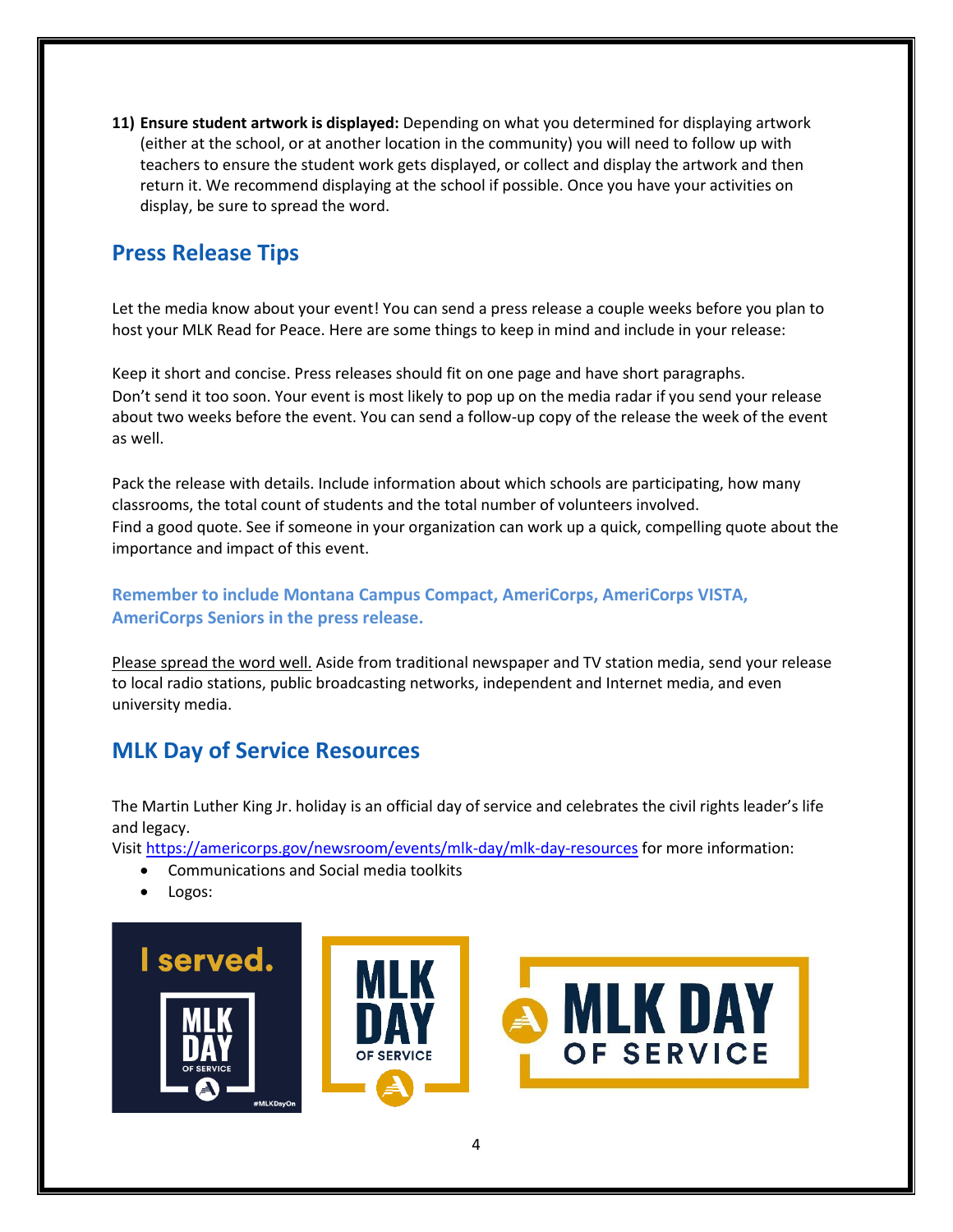11) **Ensure student artwork is displayed:** Depending on what you determined for displaying artwork (either at the school, or at another location in the community) you will need to follow up with teachers to ensure the student work gets displayed, or collect and display the artwork and then return it. We recommend displaying at the school if possible. Once you have your activities on display, be sure to spread the word.

## Press Release Tips

Let the media know about your event! You can send a press release a couple weeks before you plan to host your MLK Read for Peace. Here are some things to keep in mind and include in your release:

Keep it short and concise. Press releases should fit on one page and have short paragraphs.
Don't send it too soon. Your event is most likely to pop up on the media radar if you send your release about two weeks before the event. You can send a follow-up copy of the release the week of the event as well.

Pack the release with details. Include information about which schools are participating, how many classrooms, the total count of students and the total number of volunteers involved.
Find a good quote. See if someone in your organization can work up a quick, compelling quote about the importance and impact of this event.

**Remember to include Montana Campus Compact, AmeriCorps, AmeriCorps VISTA, AmeriCorps Seniors in the press release.**

Please spread the word well. Aside from traditional newspaper and TV station media, send your release to local radio stations, public broadcasting networks, independent and Internet media, and even university media.

## MLK Day of Service Resources

The Martin Luther King Jr. holiday is an official day of service and celebrates the civil rights leader's life and legacy.
Visit https://americorps.gov/newsroom/events/mlk-day/mlk-day-resources for more information:

- Communications and Social media toolkits
- Logos: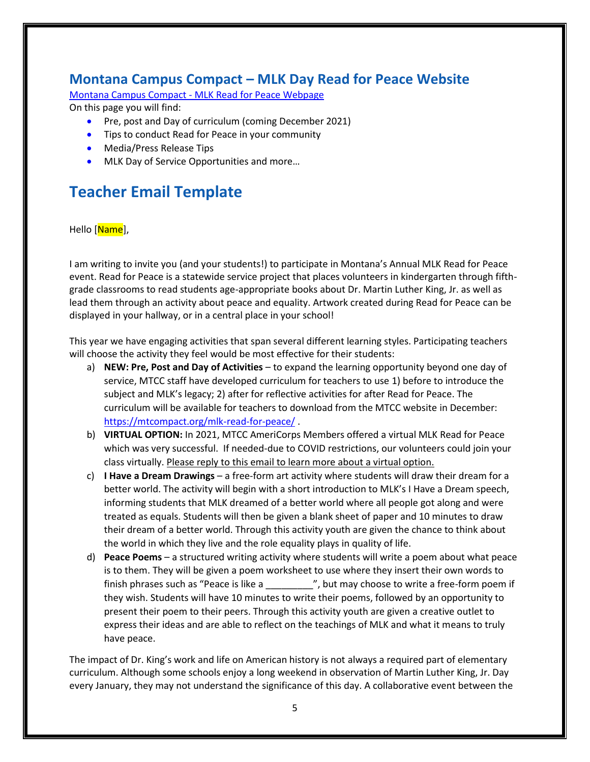## Montana Campus Compact – MLK Day Read for Peace Website

[Montana Campus Compact - MLK Read for Peace Webpage]

On this page you will find:

- Pre, post and Day of curriculum (coming December 2021)
- Tips to conduct Read for Peace in your community
- Media/Press Release Tips
- MLK Day of Service Opportunities and more…

## Teacher Email Template

Hello [Name],

I am writing to invite you (and your students!) to participate in Montana's Annual MLK Read for Peace event. Read for Peace is a statewide service project that places volunteers in kindergarten through fifth-grade classrooms to read students age-appropriate books about Dr. Martin Luther King, Jr. as well as lead them through an activity about peace and equality. Artwork created during Read for Peace can be displayed in your hallway, or in a central place in your school!

This year we have engaging activities that span several different learning styles. Participating teachers will choose the activity they feel would be most effective for their students:

a) **NEW: Pre, Post and Day of Activities** – to expand the learning opportunity beyond one day of service, MTCC staff have developed curriculum for teachers to use 1) before to introduce the subject and MLK's legacy; 2) after for reflective activities for after Read for Peace. The curriculum will be available for teachers to download from the MTCC website in December: https://mtcompact.org/mlk-read-for-peace/ .

b) **VIRTUAL OPTION:** In 2021, MTCC AmeriCorps Members offered a virtual MLK Read for Peace which was very successful. If needed-due to COVID restrictions, our volunteers could join your class virtually. Please reply to this email to learn more about a virtual option.

c) **I Have a Dream Drawings** – a free-form art activity where students will draw their dream for a better world. The activity will begin with a short introduction to MLK's I Have a Dream speech, informing students that MLK dreamed of a better world where all people got along and were treated as equals. Students will then be given a blank sheet of paper and 10 minutes to draw their dream of a better world. Through this activity youth are given the chance to think about the world in which they live and the role equality plays in quality of life.

d) **Peace Poems** – a structured writing activity where students will write a poem about what peace is to them. They will be given a poem worksheet to use where they insert their own words to finish phrases such as "Peace is like a _________", but may choose to write a free-form poem if they wish. Students will have 10 minutes to write their poems, followed by an opportunity to present their poem to their peers. Through this activity youth are given a creative outlet to express their ideas and are able to reflect on the teachings of MLK and what it means to truly have peace.

The impact of Dr. King's work and life on American history is not always a required part of elementary curriculum. Although some schools enjoy a long weekend in observation of Martin Luther King, Jr. Day every January, they may not understand the significance of this day. A collaborative event between the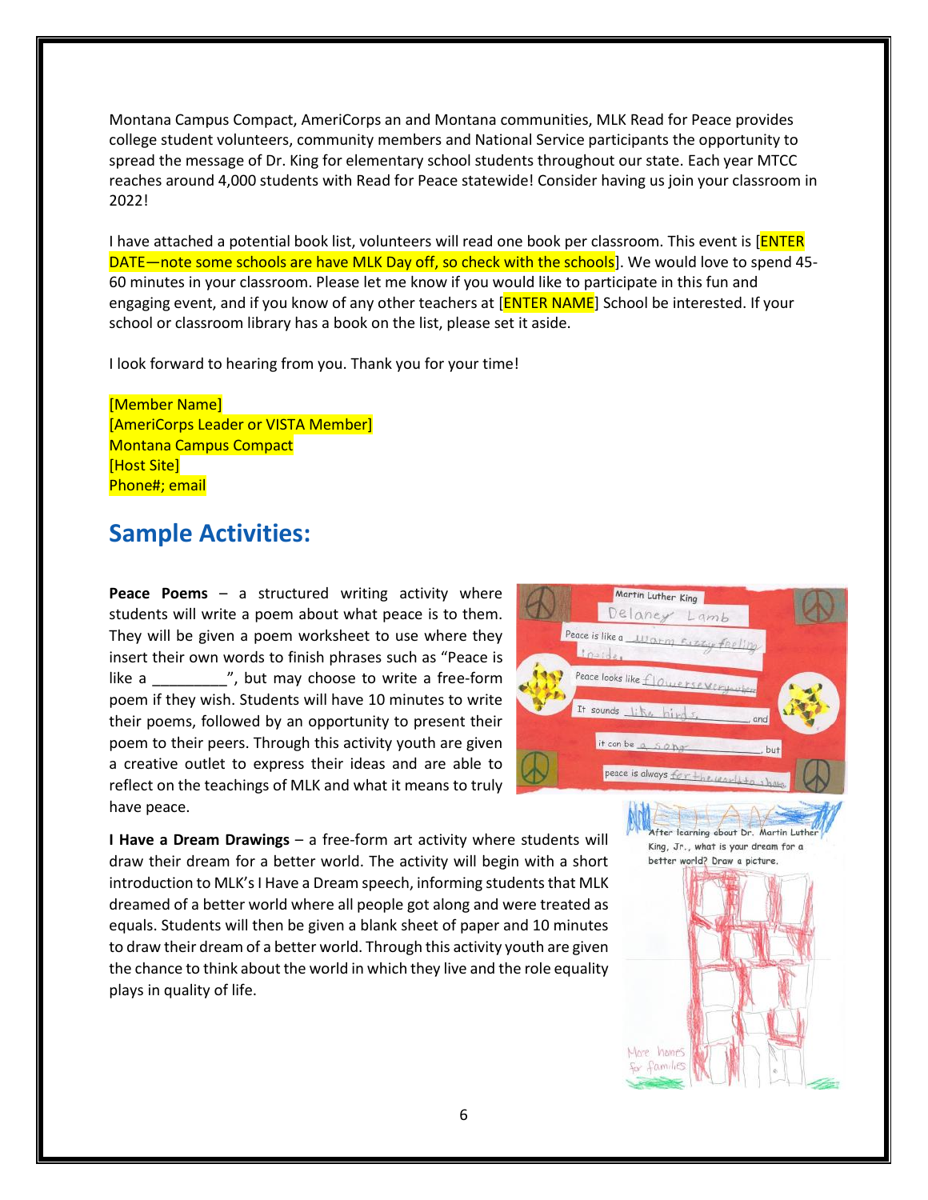Montana Campus Compact, AmeriCorps an and Montana communities, MLK Read for Peace provides college student volunteers, community members and National Service participants the opportunity to spread the message of Dr. King for elementary school students throughout our state. Each year MTCC reaches around 4,000 students with Read for Peace statewide! Consider having us join your classroom in 2022!

I have attached a potential book list, volunteers will read one book per classroom. This event is [ENTER DATE—note some schools are have MLK Day off, so check with the schools]. We would love to spend 45-60 minutes in your classroom. Please let me know if you would like to participate in this fun and engaging event, and if you know of any other teachers at [ENTER NAME] School be interested. If your school or classroom library has a book on the list, please set it aside.

I look forward to hearing from you. Thank you for your time!

[Member Name]
[AmeriCorps Leader or VISTA Member]
Montana Campus Compact
[Host Site]
Phone#; email

## Sample Activities:

**Peace Poems** – a structured writing activity where students will write a poem about what peace is to them. They will be given a poem worksheet to use where they insert their own words to finish phrases such as "Peace is like a _________", but may choose to write a free-form poem if they wish. Students will have 10 minutes to write their poems, followed by an opportunity to present their poem to their peers. Through this activity youth are given a creative outlet to express their ideas and are able to reflect on the teachings of MLK and what it means to truly have peace.

**I Have a Dream Drawings** – a free-form art activity where students will draw their dream for a better world. The activity will begin with a short introduction to MLK's I Have a Dream speech, informing students that MLK dreamed of a better world where all people got along and were treated as equals. Students will then be given a blank sheet of paper and 10 minutes to draw their dream of a better world. Through this activity youth are given the chance to think about the world in which they live and the role equality plays in quality of life.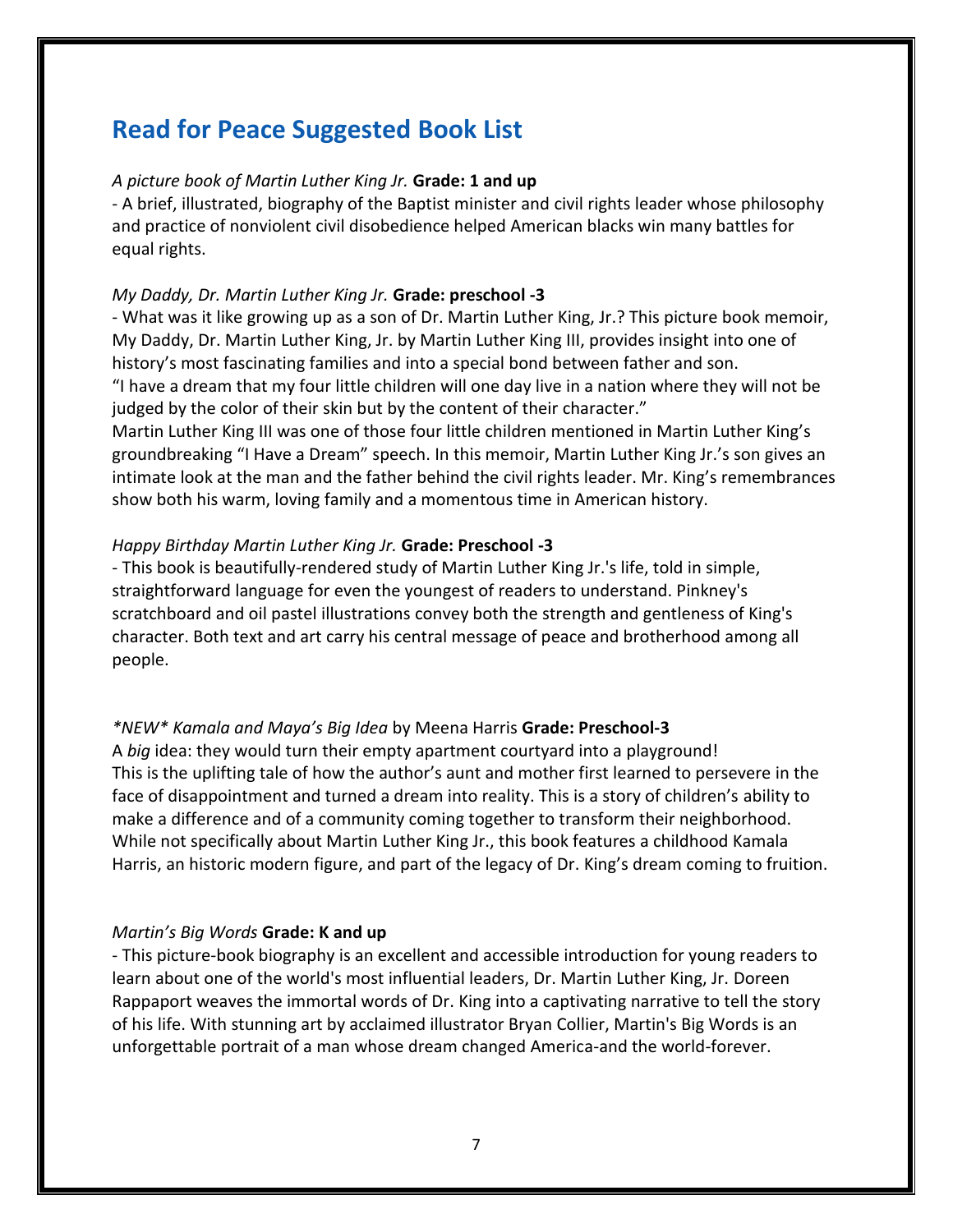## Read for Peace Suggested Book List

*A picture book of Martin Luther King Jr.* **Grade: 1 and up**

- A brief, illustrated, biography of the Baptist minister and civil rights leader whose philosophy and practice of nonviolent civil disobedience helped American blacks win many battles for equal rights.

*My Daddy, Dr. Martin Luther King Jr.* **Grade: preschool -3**

- What was it like growing up as a son of Dr. Martin Luther King, Jr.? This picture book memoir, My Daddy, Dr. Martin Luther King, Jr. by Martin Luther King III, provides insight into one of history's most fascinating families and into a special bond between father and son.

"I have a dream that my four little children will one day live in a nation where they will not be judged by the color of their skin but by the content of their character."

Martin Luther King III was one of those four little children mentioned in Martin Luther King's groundbreaking "I Have a Dream" speech. In this memoir, Martin Luther King Jr.'s son gives an intimate look at the man and the father behind the civil rights leader. Mr. King's remembrances show both his warm, loving family and a momentous time in American history.

*Happy Birthday Martin Luther King Jr.* **Grade: Preschool -3**

- This book is beautifully-rendered study of Martin Luther King Jr.'s life, told in simple, straightforward language for even the youngest of readers to understand. Pinkney's scratchboard and oil pastel illustrations convey both the strength and gentleness of King's character. Both text and art carry his central message of peace and brotherhood among all people.

*\*NEW\* Kamala and Maya's Big Idea* by Meena Harris **Grade: Preschool-3**

A *big* idea: they would turn their empty apartment courtyard into a playground!
This is the uplifting tale of how the author's aunt and mother first learned to persevere in the face of disappointment and turned a dream into reality. This is a story of children's ability to make a difference and of a community coming together to transform their neighborhood. While not specifically about Martin Luther King Jr., this book features a childhood Kamala Harris, an historic modern figure, and part of the legacy of Dr. King's dream coming to fruition.

*Martin's Big Words* **Grade: K and up**

- This picture-book biography is an excellent and accessible introduction for young readers to learn about one of the world's most influential leaders, Dr. Martin Luther King, Jr. Doreen Rappaport weaves the immortal words of Dr. King into a captivating narrative to tell the story of his life. With stunning art by acclaimed illustrator Bryan Collier, Martin's Big Words is an unforgettable portrait of a man whose dream changed America-and the world-forever.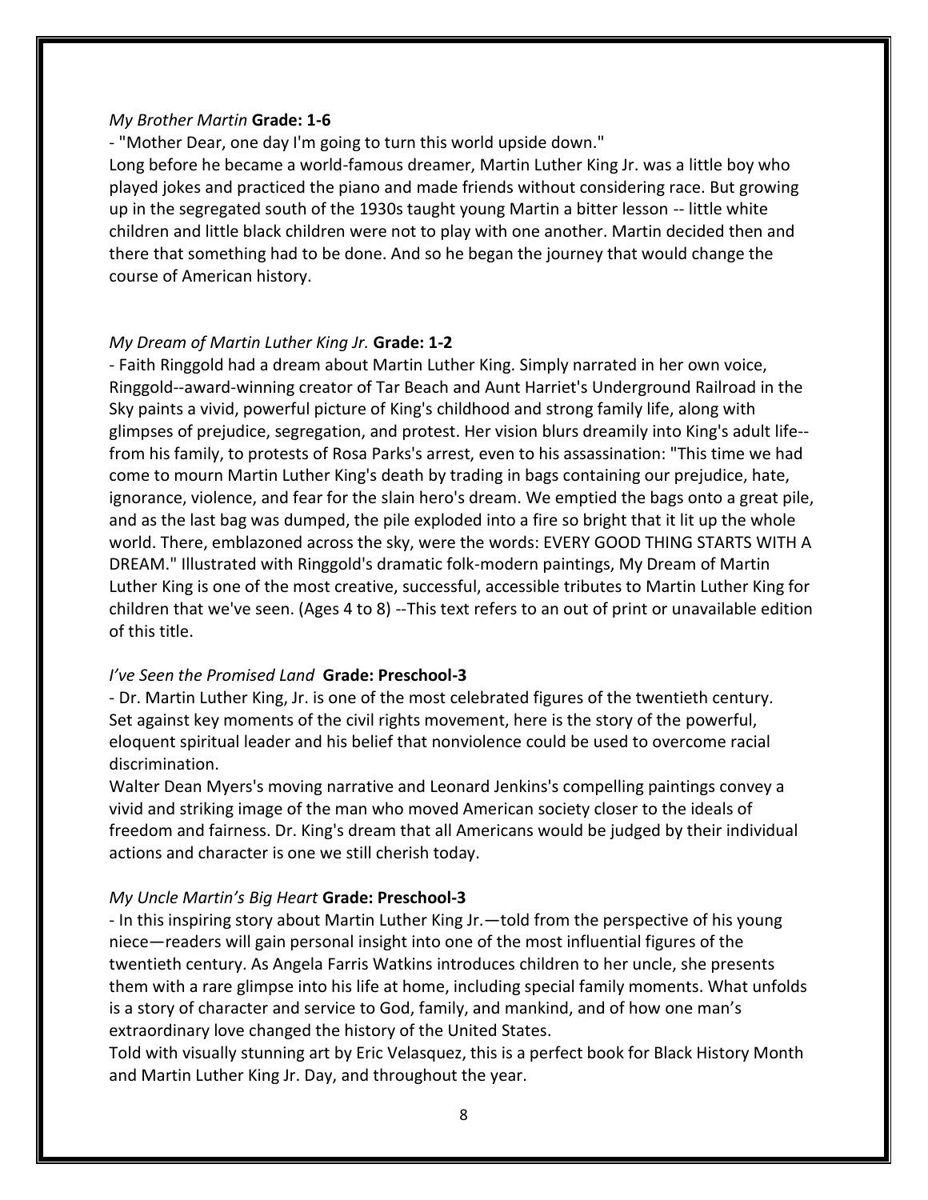*My Brother Martin* **Grade: 1-6**

- "Mother Dear, one day I'm going to turn this world upside down."

Long before he became a world-famous dreamer, Martin Luther King Jr. was a little boy who played jokes and practiced the piano and made friends without considering race. But growing up in the segregated south of the 1930s taught young Martin a bitter lesson -- little white children and little black children were not to play with one another. Martin decided then and there that something had to be done. And so he began the journey that would change the course of American history.

*My Dream of Martin Luther King Jr.* **Grade: 1-2**

- Faith Ringgold had a dream about Martin Luther King. Simply narrated in her own voice, Ringgold--award-winning creator of Tar Beach and Aunt Harriet's Underground Railroad in the Sky paints a vivid, powerful picture of King's childhood and strong family life, along with glimpses of prejudice, segregation, and protest. Her vision blurs dreamily into King's adult life--from his family, to protests of Rosa Parks's arrest, even to his assassination: "This time we had come to mourn Martin Luther King's death by trading in bags containing our prejudice, hate, ignorance, violence, and fear for the slain hero's dream. We emptied the bags onto a great pile, and as the last bag was dumped, the pile exploded into a fire so bright that it lit up the whole world. There, emblazoned across the sky, were the words: EVERY GOOD THING STARTS WITH A DREAM." Illustrated with Ringgold's dramatic folk-modern paintings, My Dream of Martin Luther King is one of the most creative, successful, accessible tributes to Martin Luther King for children that we've seen. (Ages 4 to 8) --This text refers to an out of print or unavailable edition of this title.

*I've Seen the Promised Land* **Grade: Preschool-3**

- Dr. Martin Luther King, Jr. is one of the most celebrated figures of the twentieth century. Set against key moments of the civil rights movement, here is the story of the powerful, eloquent spiritual leader and his belief that nonviolence could be used to overcome racial discrimination.

Walter Dean Myers's moving narrative and Leonard Jenkins's compelling paintings convey a vivid and striking image of the man who moved American society closer to the ideals of freedom and fairness. Dr. King's dream that all Americans would be judged by their individual actions and character is one we still cherish today.

*My Uncle Martin's Big Heart* **Grade: Preschool-3**

- In this inspiring story about Martin Luther King Jr.—told from the perspective of his young niece—readers will gain personal insight into one of the most influential figures of the twentieth century. As Angela Farris Watkins introduces children to her uncle, she presents them with a rare glimpse into his life at home, including special family moments. What unfolds is a story of character and service to God, family, and mankind, and of how one man's extraordinary love changed the history of the United States.

Told with visually stunning art by Eric Velasquez, this is a perfect book for Black History Month and Martin Luther King Jr. Day, and throughout the year.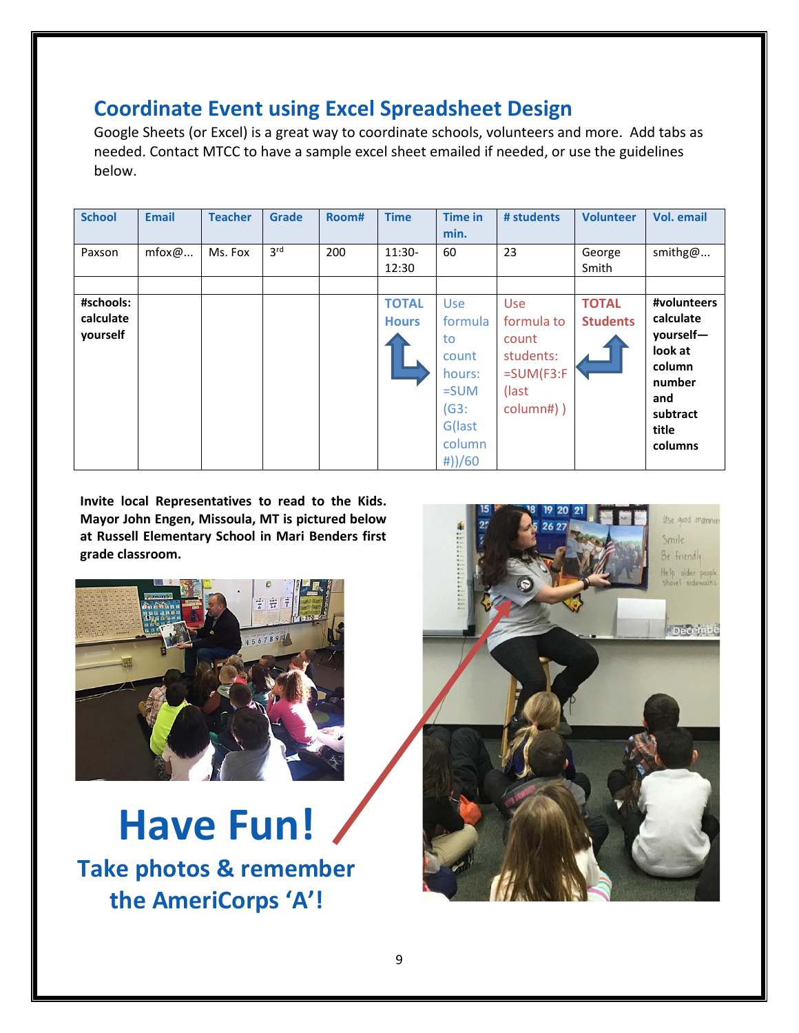## Coordinate Event using Excel Spreadsheet Design

Google Sheets (or Excel) is a great way to coordinate schools, volunteers and more. Add tabs as needed. Contact MTCC to have a sample excel sheet emailed if needed, or use the guidelines below.

| School | Email | Teacher | Grade | Room# | Time | Time in min. | # students | Volunteer | Vol. email |
|---|---|---|---|---|---|---|---|---|---|
| Paxson | mfox@... | Ms. Fox | 3rd | 200 | 11:30-12:30 | 60 | 23 | George Smith | smithg@... |
| | | | | | | | | | |
| **#schools: calculate yourself** | | | | | **TOTAL Hours** | Use formula to count hours: =SUM (G3: G(last column #))/60 | Use formula to count students: =SUM(F3:F (last column#) ) | **TOTAL Students** | **#volunteers calculate yourself—look at column number and subtract title columns** |

**Invite local Representatives to read to the Kids. Mayor John Engen, Missoula, MT is pictured below at Russell Elementary School in Mari Benders first grade classroom.**

# Have Fun!

## Take photos & remember the AmeriCorps 'A'!